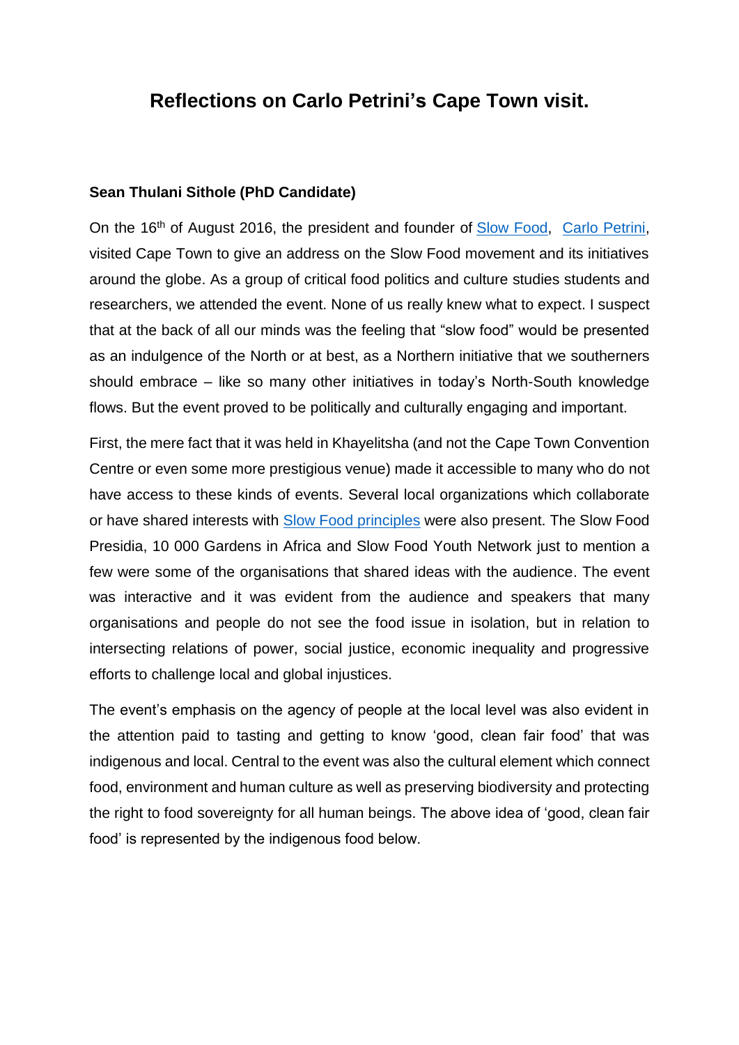# Reflections on Carlo Petrini's Cape Town visit.

**Sean Thulani Sithole (PhD Candidate)**

On the 16th of August 2016, the president and founder of [Slow Food](), [Carlo Petrini](), visited Cape Town to give an address on the Slow Food movement and its initiatives around the globe. As a group of critical food politics and culture studies students and researchers, we attended the event. None of us really knew what to expect. I suspect that at the back of all our minds was the feeling that "slow food" would be presented as an indulgence of the North or at best, as a Northern initiative that we southerners should embrace – like so many other initiatives in today's North-South knowledge flows. But the event proved to be politically and culturally engaging and important.

First, the mere fact that it was held in Khayelitsha (and not the Cape Town Convention Centre or even some more prestigious venue) made it accessible to many who do not have access to these kinds of events. Several local organizations which collaborate or have shared interests with [Slow Food principles]() were also present. The Slow Food Presidia, 10 000 Gardens in Africa and Slow Food Youth Network just to mention a few were some of the organisations that shared ideas with the audience. The event was interactive and it was evident from the audience and speakers that many organisations and people do not see the food issue in isolation, but in relation to intersecting relations of power, social justice, economic inequality and progressive efforts to challenge local and global injustices.

The event's emphasis on the agency of people at the local level was also evident in the attention paid to tasting and getting to know 'good, clean fair food' that was indigenous and local. Central to the event was also the cultural element which connect food, environment and human culture as well as preserving biodiversity and protecting the right to food sovereignty for all human beings. The above idea of 'good, clean fair food' is represented by the indigenous food below.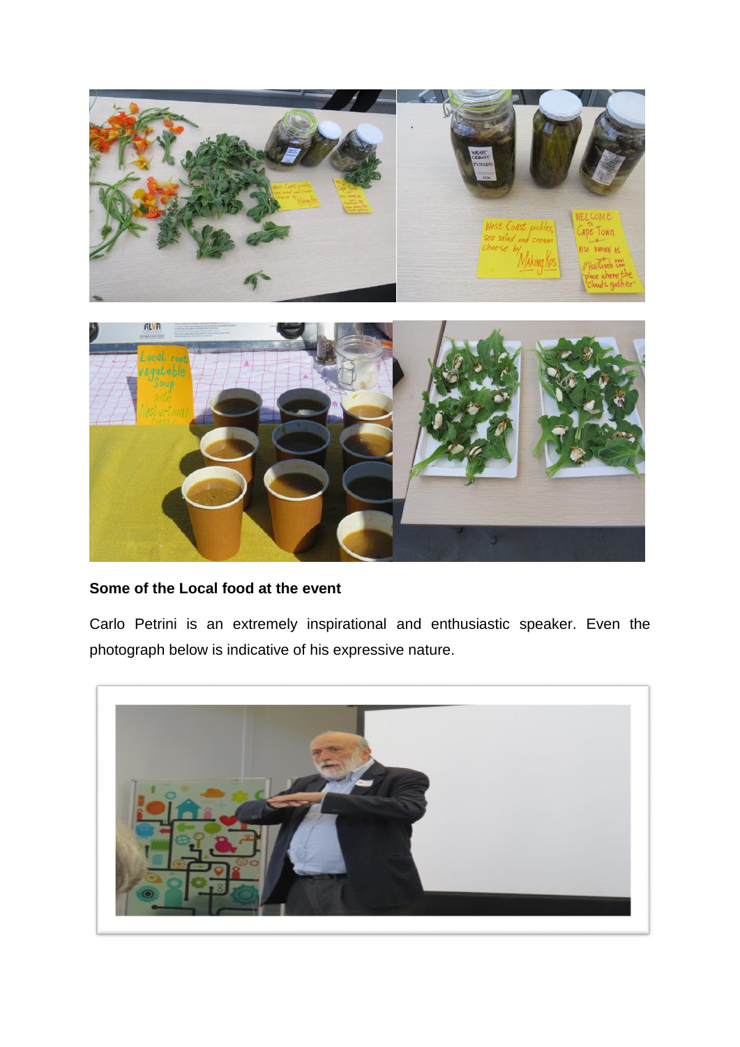**Some of the Local food at the event**

Carlo Petrini is an extremely inspirational and enthusiastic speaker. Even the photograph below is indicative of his expressive nature.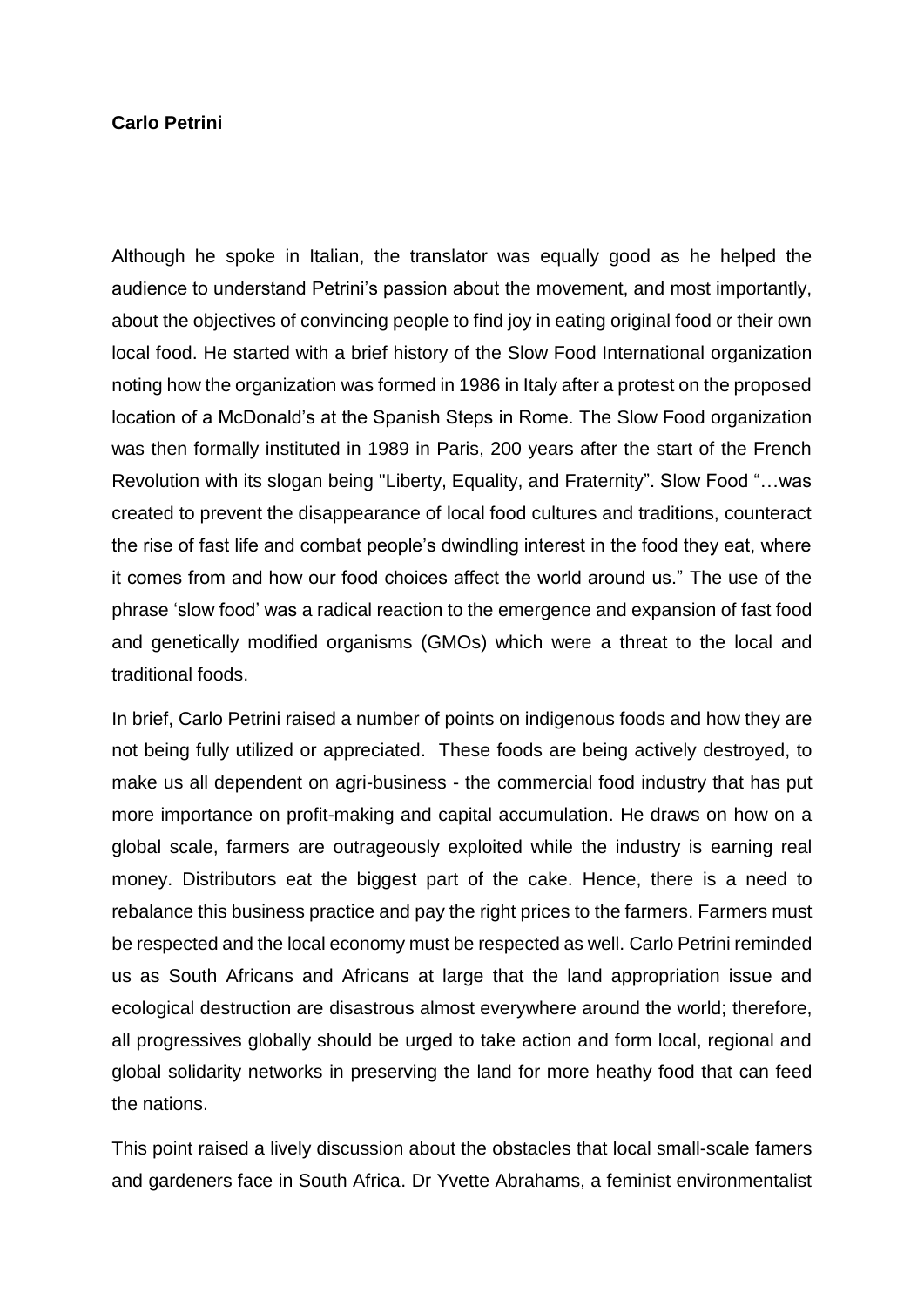**Carlo Petrini**

Although he spoke in Italian, the translator was equally good as he helped the audience to understand Petrini's passion about the movement, and most importantly, about the objectives of convincing people to find joy in eating original food or their own local food. He started with a brief history of the Slow Food International organization noting how the organization was formed in 1986 in Italy after a protest on the proposed location of a McDonald's at the Spanish Steps in Rome. The Slow Food organization was then formally instituted in 1989 in Paris, 200 years after the start of the French Revolution with its slogan being "Liberty, Equality, and Fraternity". Slow Food "…was created to prevent the disappearance of local food cultures and traditions, counteract the rise of fast life and combat people's dwindling interest in the food they eat, where it comes from and how our food choices affect the world around us." The use of the phrase 'slow food' was a radical reaction to the emergence and expansion of fast food and genetically modified organisms (GMOs) which were a threat to the local and traditional foods.

In brief, Carlo Petrini raised a number of points on indigenous foods and how they are not being fully utilized or appreciated. These foods are being actively destroyed, to make us all dependent on agri-business - the commercial food industry that has put more importance on profit-making and capital accumulation. He draws on how on a global scale, farmers are outrageously exploited while the industry is earning real money. Distributors eat the biggest part of the cake. Hence, there is a need to rebalance this business practice and pay the right prices to the farmers. Farmers must be respected and the local economy must be respected as well. Carlo Petrini reminded us as South Africans and Africans at large that the land appropriation issue and ecological destruction are disastrous almost everywhere around the world; therefore, all progressives globally should be urged to take action and form local, regional and global solidarity networks in preserving the land for more heathy food that can feed the nations.

This point raised a lively discussion about the obstacles that local small-scale famers and gardeners face in South Africa. Dr Yvette Abrahams, a feminist environmentalist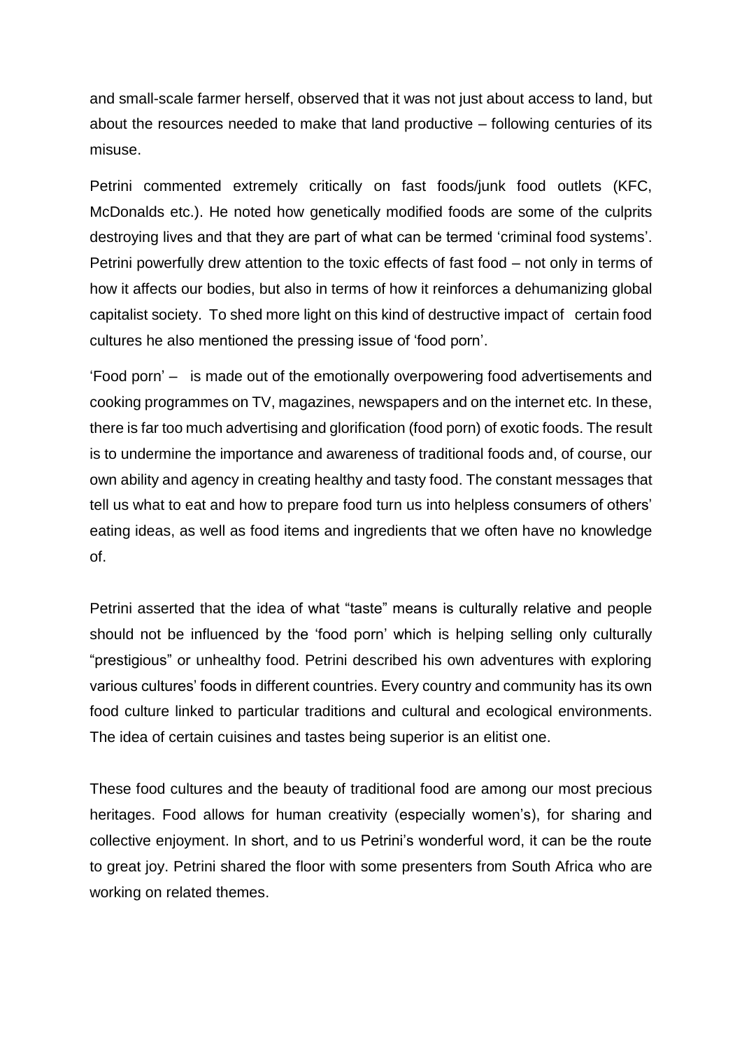and small-scale farmer herself, observed that it was not just about access to land, but about the resources needed to make that land productive – following centuries of its misuse.

Petrini commented extremely critically on fast foods/junk food outlets (KFC, McDonalds etc.). He noted how genetically modified foods are some of the culprits destroying lives and that they are part of what can be termed 'criminal food systems'. Petrini powerfully drew attention to the toxic effects of fast food – not only in terms of how it affects our bodies, but also in terms of how it reinforces a dehumanizing global capitalist society. To shed more light on this kind of destructive impact of certain food cultures he also mentioned the pressing issue of 'food porn'.

'Food porn' – is made out of the emotionally overpowering food advertisements and cooking programmes on TV, magazines, newspapers and on the internet etc. In these, there is far too much advertising and glorification (food porn) of exotic foods. The result is to undermine the importance and awareness of traditional foods and, of course, our own ability and agency in creating healthy and tasty food. The constant messages that tell us what to eat and how to prepare food turn us into helpless consumers of others' eating ideas, as well as food items and ingredients that we often have no knowledge of.

Petrini asserted that the idea of what "taste" means is culturally relative and people should not be influenced by the 'food porn' which is helping selling only culturally "prestigious" or unhealthy food. Petrini described his own adventures with exploring various cultures' foods in different countries. Every country and community has its own food culture linked to particular traditions and cultural and ecological environments. The idea of certain cuisines and tastes being superior is an elitist one.

These food cultures and the beauty of traditional food are among our most precious heritages. Food allows for human creativity (especially women's), for sharing and collective enjoyment. In short, and to us Petrini's wonderful word, it can be the route to great joy. Petrini shared the floor with some presenters from South Africa who are working on related themes.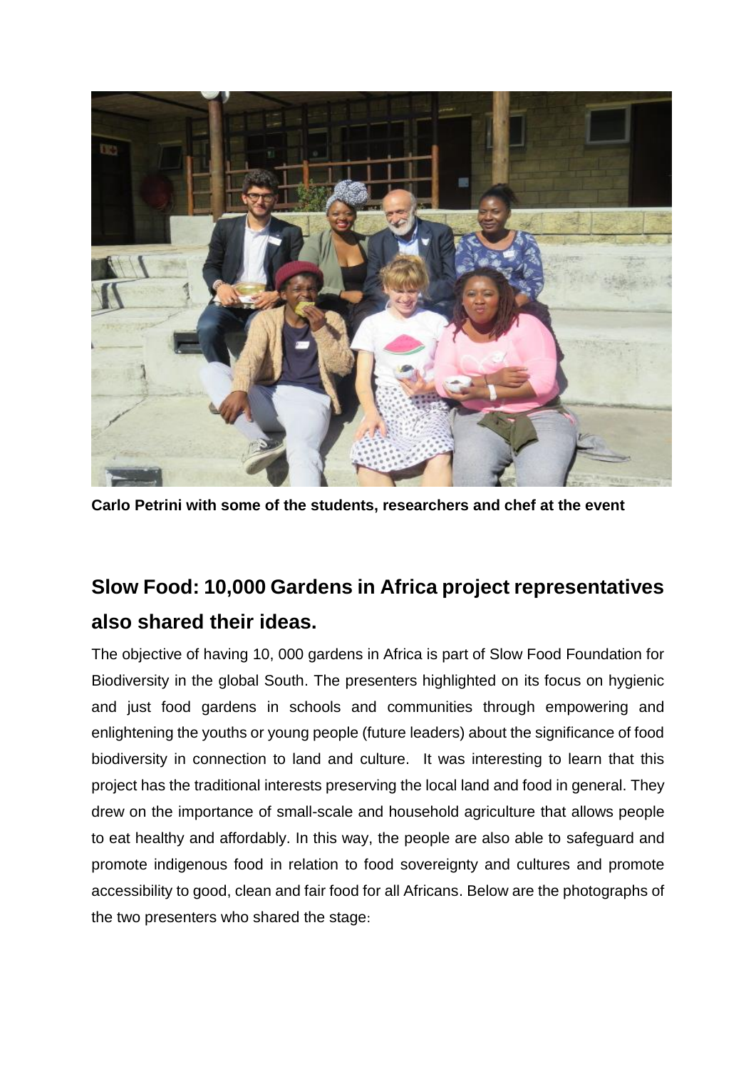**Carlo Petrini with some of the students, researchers and chef at the event**

## Slow Food: 10,000 Gardens in Africa project representatives also shared their ideas.

The objective of having 10, 000 gardens in Africa is part of Slow Food Foundation for Biodiversity in the global South. The presenters highlighted on its focus on hygienic and just food gardens in schools and communities through empowering and enlightening the youths or young people (future leaders) about the significance of food biodiversity in connection to land and culture. It was interesting to learn that this project has the traditional interests preserving the local land and food in general. They drew on the importance of small-scale and household agriculture that allows people to eat healthy and affordably. In this way, the people are also able to safeguard and promote indigenous food in relation to food sovereignty and cultures and promote accessibility to good, clean and fair food for all Africans. Below are the photographs of the two presenters who shared the stage: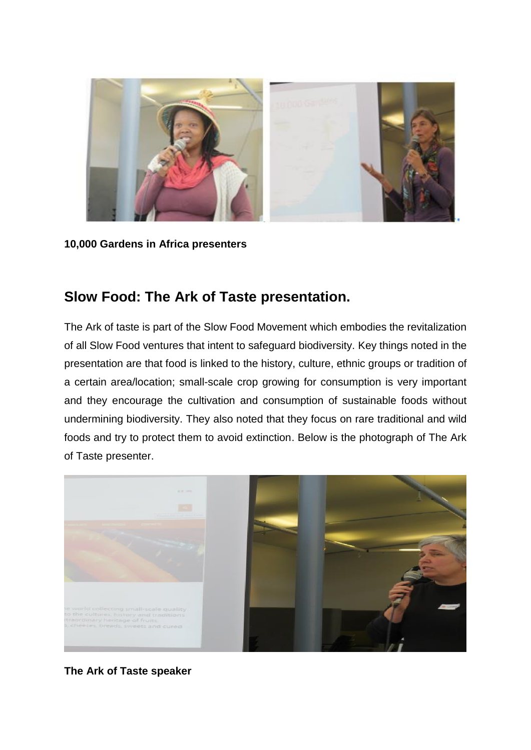**10,000 Gardens in Africa presenters**

## Slow Food: The Ark of Taste presentation.

The Ark of taste is part of the Slow Food Movement which embodies the revitalization of all Slow Food ventures that intent to safeguard biodiversity. Key things noted in the presentation are that food is linked to the history, culture, ethnic groups or tradition of a certain area/location; small-scale crop growing for consumption is very important and they encourage the cultivation and consumption of sustainable foods without undermining biodiversity. They also noted that they focus on rare traditional and wild foods and try to protect them to avoid extinction. Below is the photograph of The Ark of Taste presenter.

**The Ark of Taste speaker**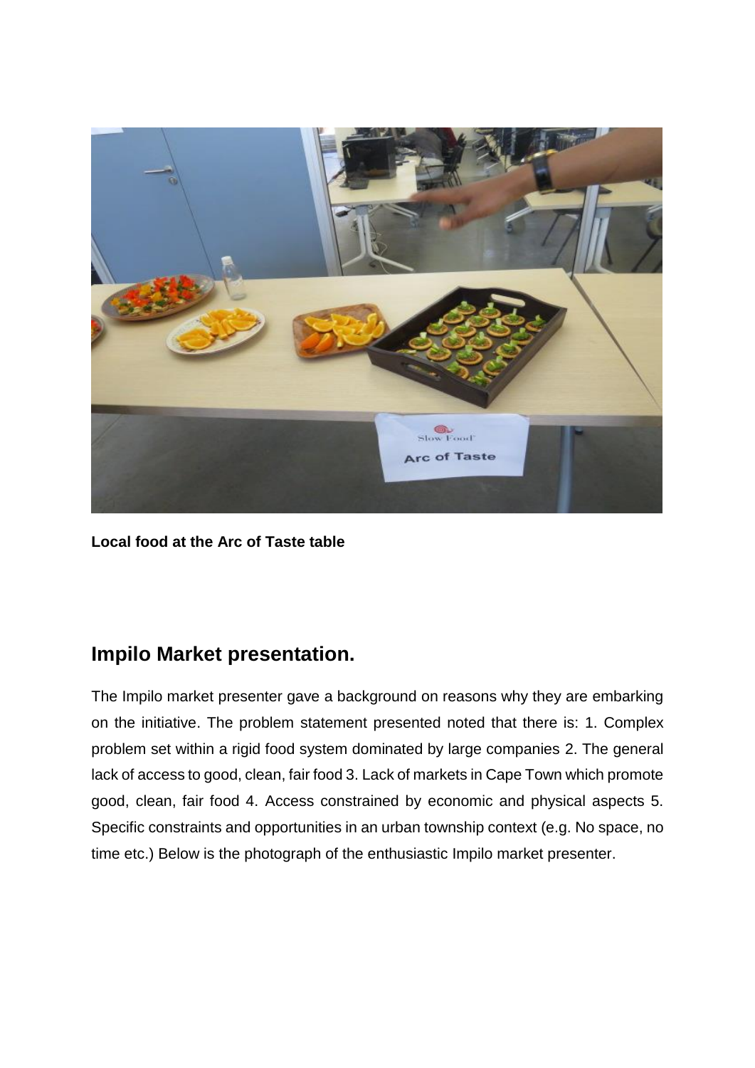**Local food at the Arc of Taste table**

## Impilo Market presentation.

The Impilo market presenter gave a background on reasons why they are embarking on the initiative. The problem statement presented noted that there is: 1. Complex problem set within a rigid food system dominated by large companies 2. The general lack of access to good, clean, fair food 3. Lack of markets in Cape Town which promote good, clean, fair food 4. Access constrained by economic and physical aspects 5. Specific constraints and opportunities in an urban township context (e.g. No space, no time etc.) Below is the photograph of the enthusiastic Impilo market presenter.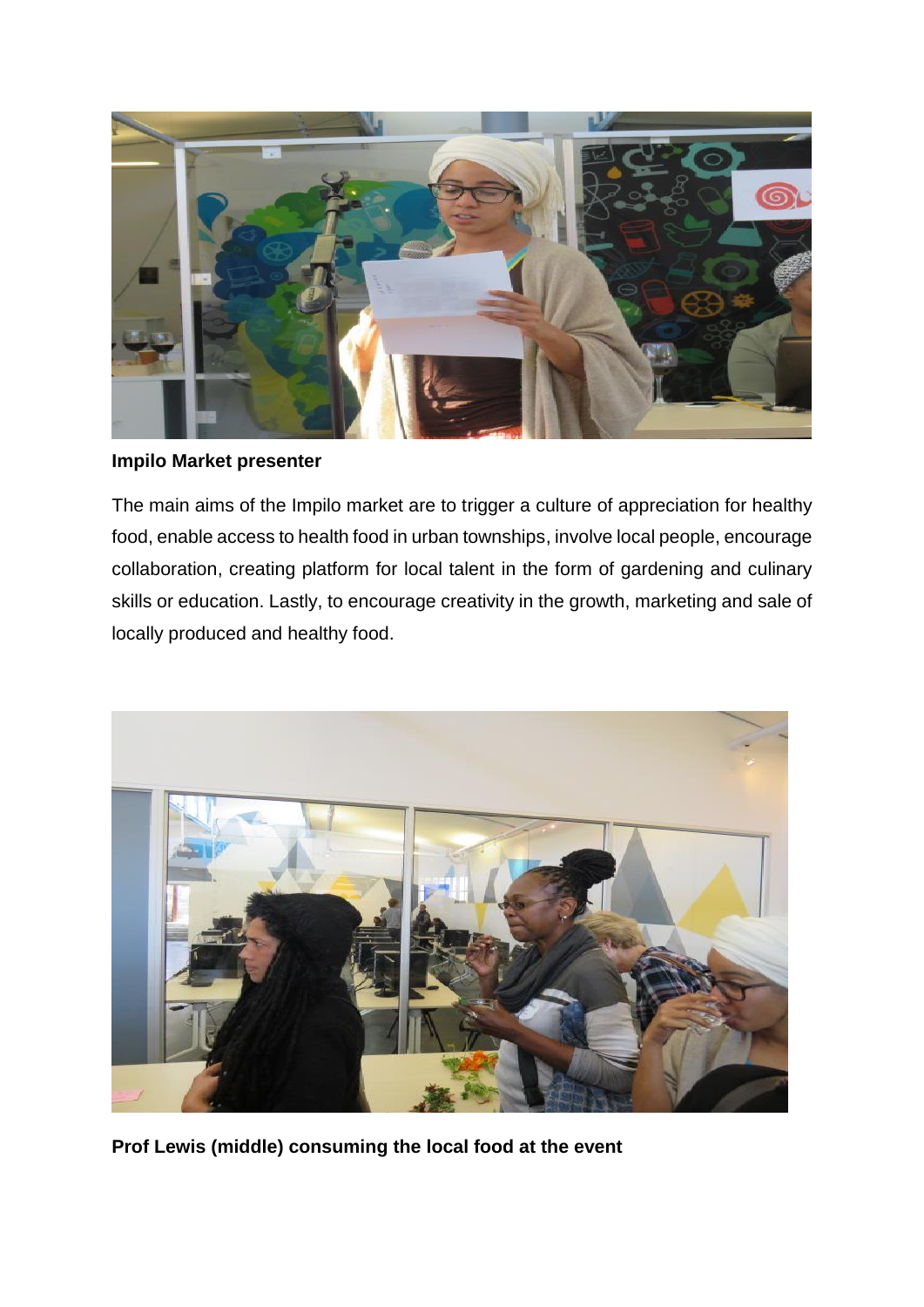**Impilo Market presenter**

The main aims of the Impilo market are to trigger a culture of appreciation for healthy food, enable access to health food in urban townships, involve local people, encourage collaboration, creating platform for local talent in the form of gardening and culinary skills or education. Lastly, to encourage creativity in the growth, marketing and sale of locally produced and healthy food.

**Prof Lewis (middle) consuming the local food at the event**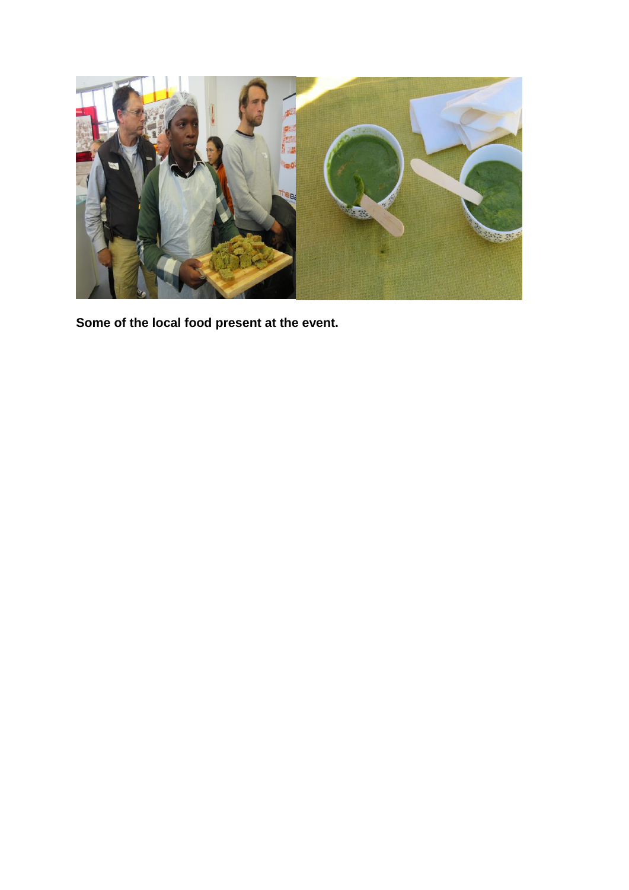**Some of the local food present at the event.**